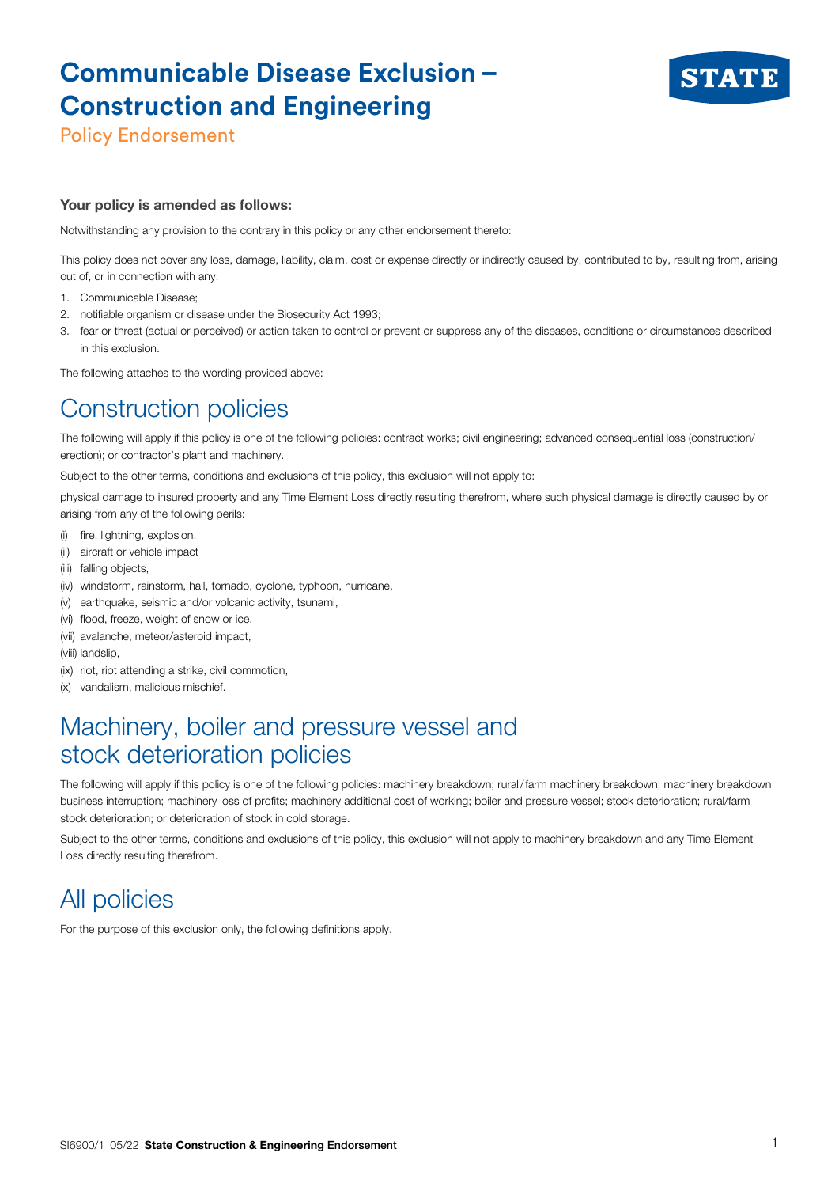# Communicable Disease Exclusion – Construction and Engineering

Policy Endorsement

**Your policy is amended as follows:**

Notwithstanding any provision to the contrary in this policy or any other endorsement thereto:

This policy does not cover any loss, damage, liability, claim, cost or expense directly or indirectly caused by, contributed to by, resulting from, arising out of, or in connection with any:

1. Communicable Disease;
2. notifiable organism or disease under the Biosecurity Act 1993;
3. fear or threat (actual or perceived) or action taken to control or prevent or suppress any of the diseases, conditions or circumstances described in this exclusion.

The following attaches to the wording provided above:

## Construction policies

The following will apply if this policy is one of the following policies: contract works; civil engineering; advanced consequential loss (construction/erection); or contractor's plant and machinery.

Subject to the other terms, conditions and exclusions of this policy, this exclusion will not apply to:

physical damage to insured property and any Time Element Loss directly resulting therefrom, where such physical damage is directly caused by or arising from any of the following perils:

- (i) fire, lightning, explosion,
- (ii) aircraft or vehicle impact
- (iii) falling objects,
- (iv) windstorm, rainstorm, hail, tornado, cyclone, typhoon, hurricane,
- (v) earthquake, seismic and/or volcanic activity, tsunami,
- (vi) flood, freeze, weight of snow or ice,
- (vii) avalanche, meteor/asteroid impact,
- (viii) landslip,
- (ix) riot, riot attending a strike, civil commotion,
- (x) vandalism, malicious mischief.

## Machinery, boiler and pressure vessel and stock deterioration policies

The following will apply if this policy is one of the following policies: machinery breakdown; rural/farm machinery breakdown; machinery breakdown business interruption; machinery loss of profits; machinery additional cost of working; boiler and pressure vessel; stock deterioration; rural/farm stock deterioration; or deterioration of stock in cold storage.

Subject to the other terms, conditions and exclusions of this policy, this exclusion will not apply to machinery breakdown and any Time Element Loss directly resulting therefrom.

## All policies

For the purpose of this exclusion only, the following definitions apply.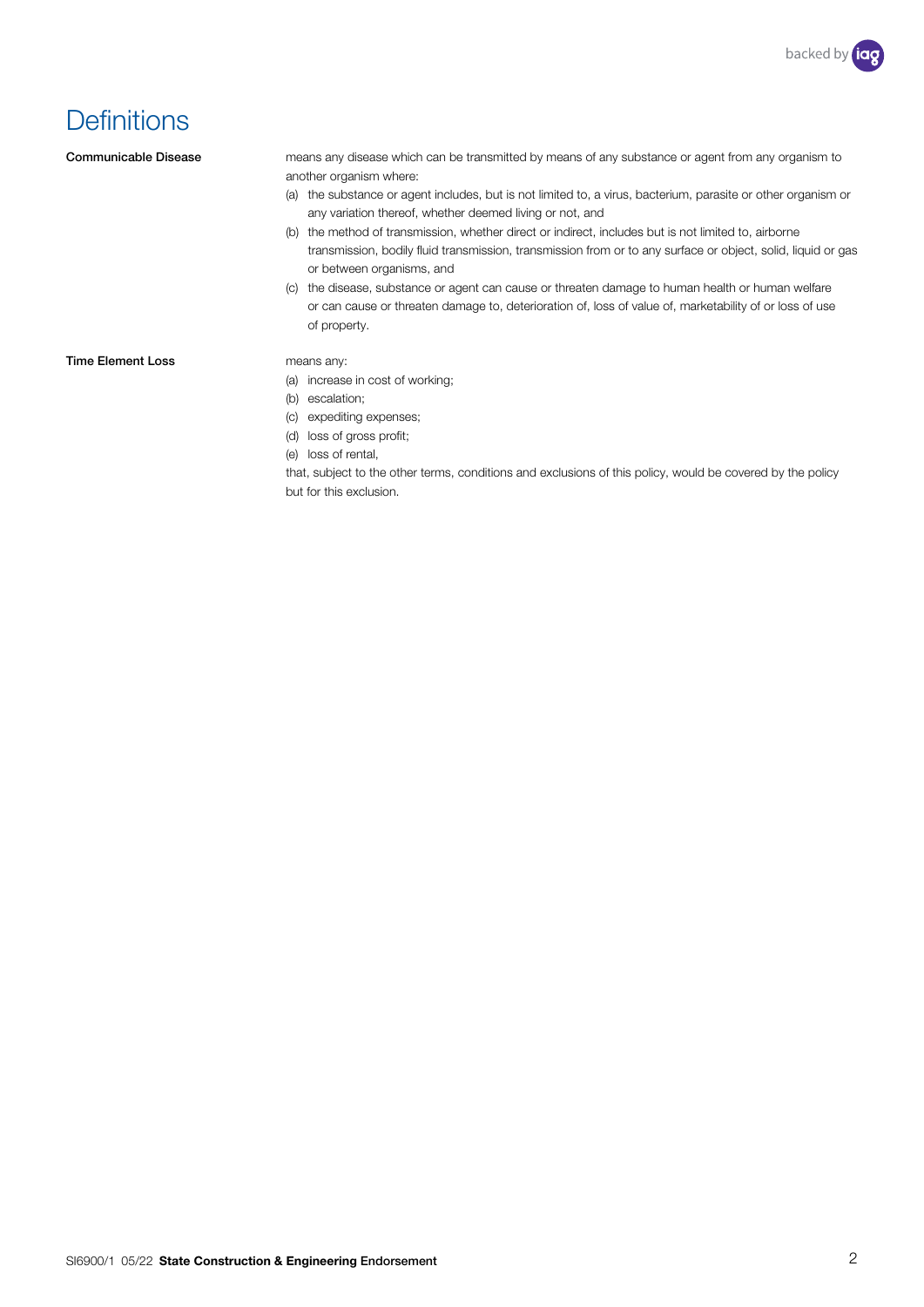# Definitions

**Communicable Disease**

means any disease which can be transmitted by means of any substance or agent from any organism to another organism where:

(a) the substance or agent includes, but is not limited to, a virus, bacterium, parasite or other organism or any variation thereof, whether deemed living or not, and

(b) the method of transmission, whether direct or indirect, includes but is not limited to, airborne transmission, bodily fluid transmission, transmission from or to any surface or object, solid, liquid or gas or between organisms, and

(c) the disease, substance or agent can cause or threaten damage to human health or human welfare or can cause or threaten damage to, deterioration of, loss of value of, marketability of or loss of use of property.

**Time Element Loss**

means any:

(a) increase in cost of working;

(b) escalation;

(c) expediting expenses;

(d) loss of gross profit;

(e) loss of rental,

that, subject to the other terms, conditions and exclusions of this policy, would be covered by the policy but for this exclusion.